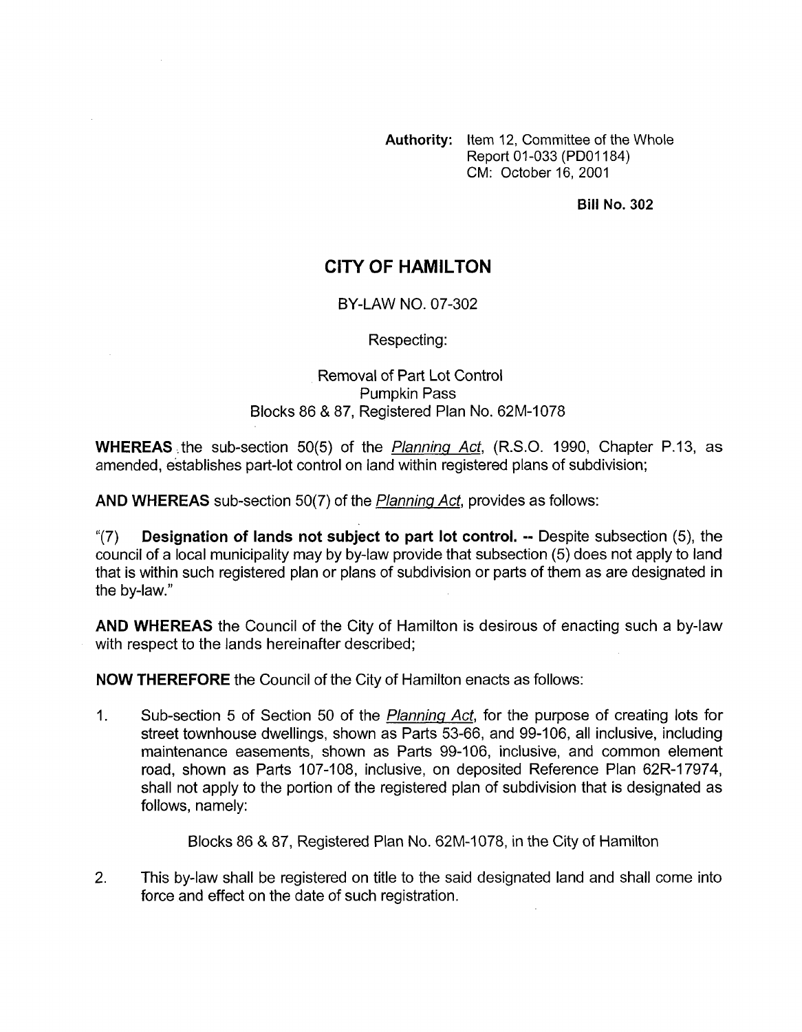**Authority:** Item 12, Committee of the Whole Report 01-033 (PD01184) CM: October 16, 2001

**Bill No. 302**

# CITY OF HAMILTON

BY-LAW NO. 07-302

Respecting:

Removal of Part Lot Control
Pumpkin Pass
Blocks 86 & 87, Registered Plan No. 62M-1078

**WHEREAS** the sub-section 50(5) of the _Planning Act_, (R.S.O. 1990, Chapter P.13, as amended, establishes part-lot control on land within registered plans of subdivision;

**AND WHEREAS** sub-section 50(7) of the _Planning Act_, provides as follows:

"(7) **Designation of lands not subject to part lot control. --** Despite subsection (5), the council of a local municipality may by by-law provide that subsection (5) does not apply to land that is within such registered plan or plans of subdivision or parts of them as are designated in the by-law."

**AND WHEREAS** the Council of the City of Hamilton is desirous of enacting such a by-law with respect to the lands hereinafter described;

**NOW THEREFORE** the Council of the City of Hamilton enacts as follows:

1. Sub-section 5 of Section 50 of the _Planning Act_, for the purpose of creating lots for street townhouse dwellings, shown as Parts 53-66, and 99-106, all inclusive, including maintenance easements, shown as Parts 99-106, inclusive, and common element road, shown as Parts 107-108, inclusive, on deposited Reference Plan 62R-17974, shall not apply to the portion of the registered plan of subdivision that is designated as follows, namely:

   Blocks 86 & 87, Registered Plan No. 62M-1078, in the City of Hamilton

2. This by-law shall be registered on title to the said designated land and shall come into force and effect on the date of such registration.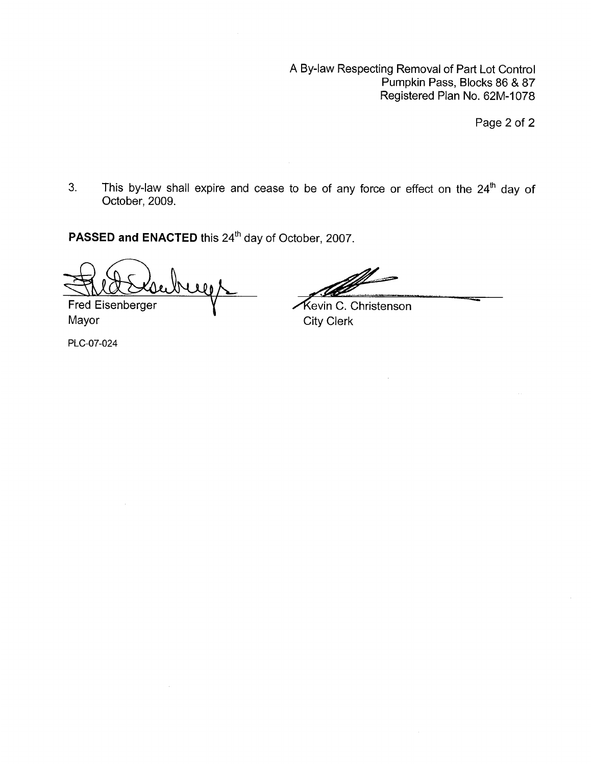3. This by-law shall expire and cease to be of any force or effect on the 24th day of October, 2009.

**PASSED and ENACTED** this 24th day of October, 2007.

Fred Eisenberger
Mayor

Kevin C. Christenson
City Clerk

PLC-07-024